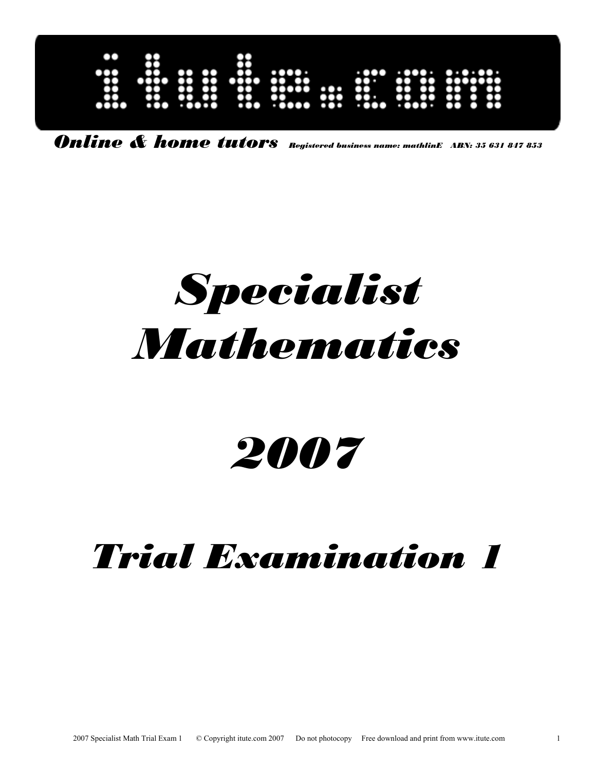# itute.com

***Online & home tutors*** *Registered business name: mathlinE ABN: 35 631 847 853*

# *Specialist Mathematics*

# *2007*

## *Trial Examination 1*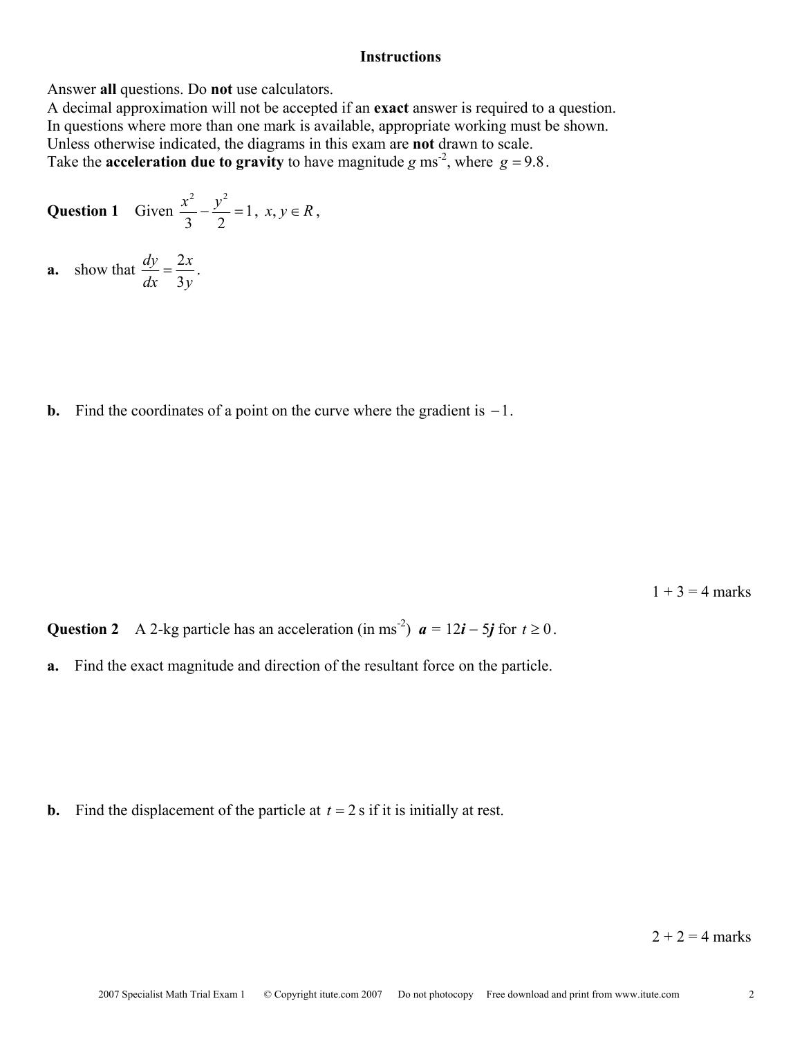**Instructions**

Answer **all** questions. Do **not** use calculators.
A decimal approximation will not be accepted if an **exact** answer is required to a question.
In questions where more than one mark is available, appropriate working must be shown.
Unless otherwise indicated, the diagrams in this exam are **not** drawn to scale.
Take the **acceleration due to gravity** to have magnitude $g$ ms$^{-2}$, where $g = 9.8$.

**Question 1** Given $\frac{x^2}{3} - \frac{y^2}{2} = 1$, $x, y \in R$,

**a.** show that $\frac{dy}{dx} = \frac{2x}{3y}$.

**b.** Find the coordinates of a point on the curve where the gradient is $-1$.

1 + 3 = 4 marks

**Question 2** A 2-kg particle has an acceleration (in ms$^{-2}$) $\boldsymbol{a} = 12\boldsymbol{i} - 5\boldsymbol{j}$ for $t \geq 0$.

**a.** Find the exact magnitude and direction of the resultant force on the particle.

**b.** Find the displacement of the particle at $t = 2$ s if it is initially at rest.

2 + 2 = 4 marks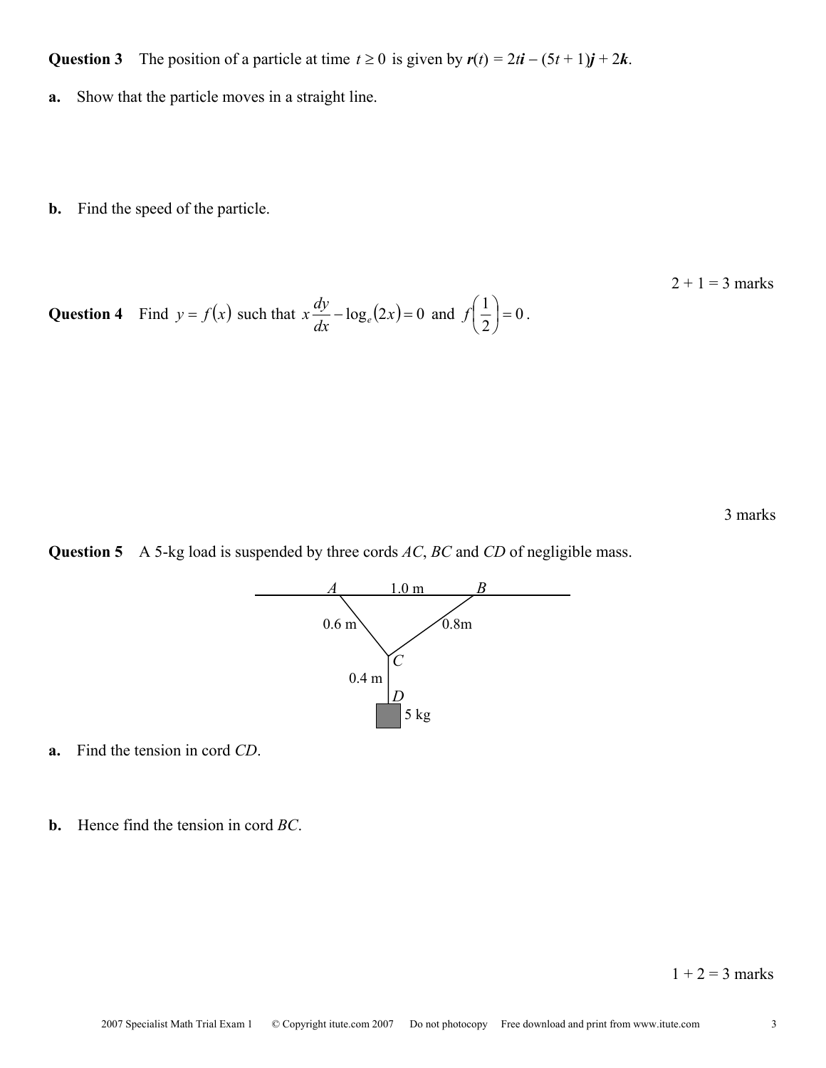**Question 3** The position of a particle at time $t \geq 0$ is given by $\boldsymbol{r}(t) = 2t\boldsymbol{i} - (5t + 1)\boldsymbol{j} + 2\boldsymbol{k}$.

**a.** Show that the particle moves in a straight line.

**b.** Find the speed of the particle.

2 + 1 = 3 marks

**Question 4** Find $y = f(x)$ such that $x\dfrac{dy}{dx} - \log_e(2x) = 0$ and $f\left(\dfrac{1}{2}\right) = 0$.

3 marks

**Question 5** A 5-kg load is suspended by three cords *AC*, *BC* and *CD* of negligible mass.

A 1.0 m B

0.6 m 0.8m

C

0.4 m

D

5 kg

**a.** Find the tension in cord *CD*.

**b.** Hence find the tension in cord *BC*.

1 + 2 = 3 marks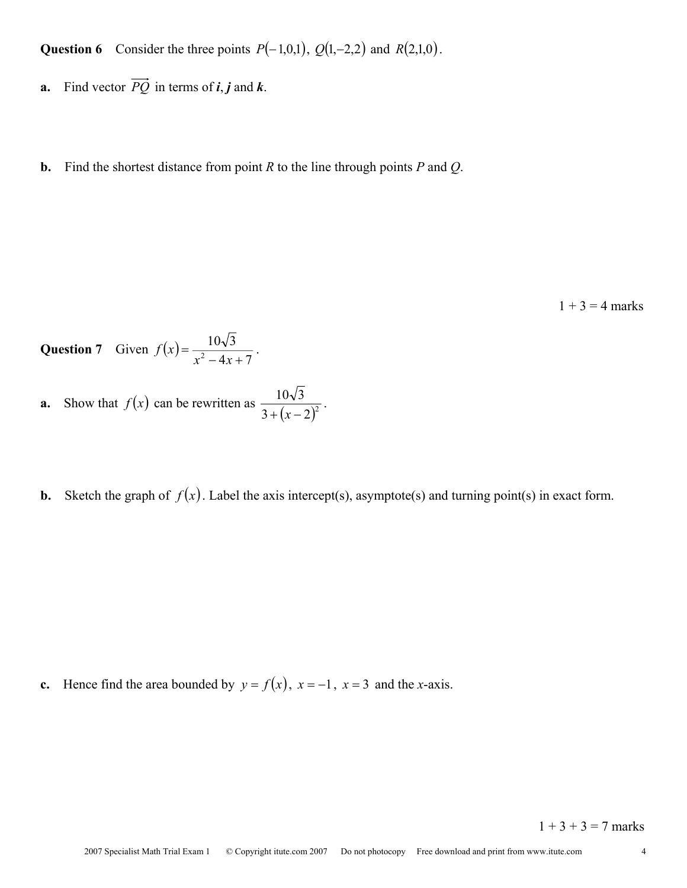**Question 6** Consider the three points $P(-1,0,1)$, $Q(1,-2,2)$ and $R(2,1,0)$.

**a.** Find vector $\overrightarrow{PQ}$ in terms of ***i***, ***j*** and ***k***.

**b.** Find the shortest distance from point $R$ to the line through points $P$ and $Q$.

1 + 3 = 4 marks

**Question 7** Given $f(x) = \dfrac{10\sqrt{3}}{x^2 - 4x + 7}$.

**a.** Show that $f(x)$ can be rewritten as $\dfrac{10\sqrt{3}}{3 + (x-2)^2}$.

**b.** Sketch the graph of $f(x)$. Label the axis intercept(s), asymptote(s) and turning point(s) in exact form.

**c.** Hence find the area bounded by $y = f(x)$, $x = -1$, $x = 3$ and the $x$-axis.

1 + 3 + 3 = 7 marks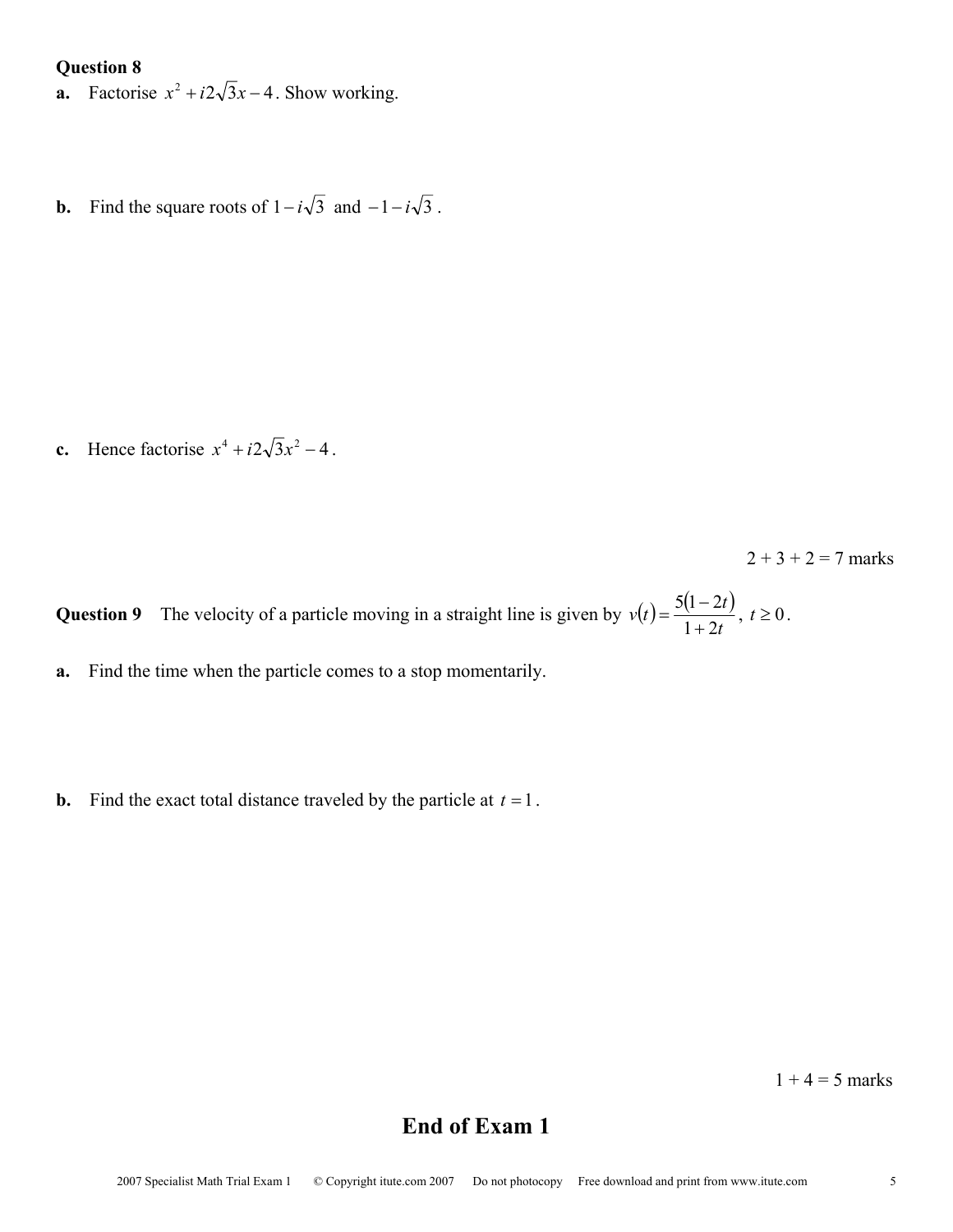**Question 8**

**a.** Factorise $x^2 + i2\sqrt{3}x - 4$. Show working.

**b.** Find the square roots of $1 - i\sqrt{3}$ and $-1 - i\sqrt{3}$.

**c.** Hence factorise $x^4 + i2\sqrt{3}x^2 - 4$.

2 + 3 + 2 = 7 marks

**Question 9** The velocity of a particle moving in a straight line is given by $v(t) = \dfrac{5(1-2t)}{1+2t}$, $t \geq 0$.

**a.** Find the time when the particle comes to a stop momentarily.

**b.** Find the exact total distance traveled by the particle at $t = 1$.

1 + 4 = 5 marks

## End of Exam 1